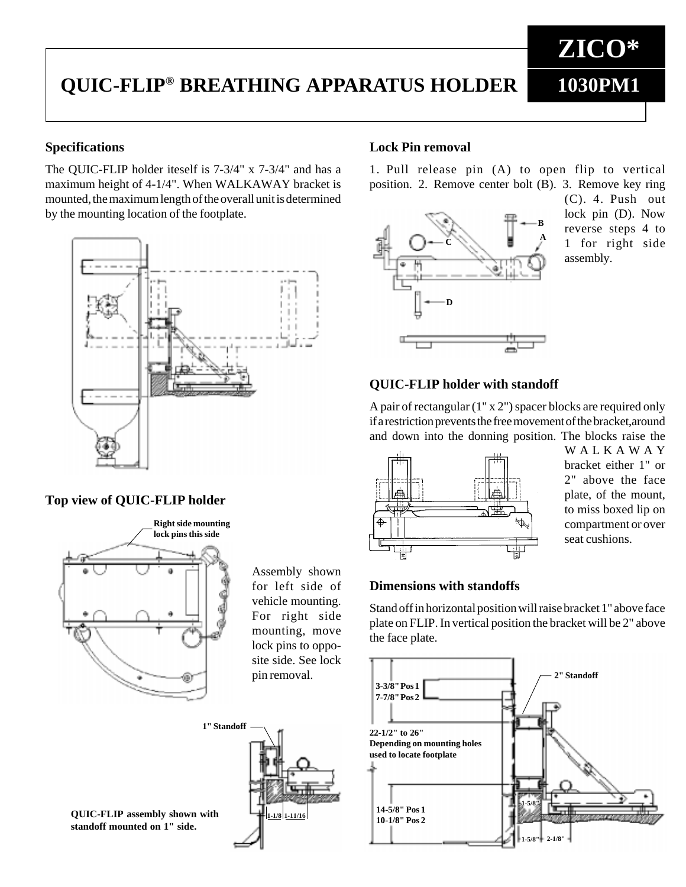# QUIC-FLIP® BREATHING APPARATUS HOLDER

**ZICO***

**1030PM1**

## Specifications

The QUIC-FLIP holder iteself is 7-3/4" x 7-3/4" and has a maximum height of 4-1/4". When WALKAWAY bracket is mounted, the maximum length of the overall unit is determined by the mounting location of the footplate.

## Top view of QUIC-FLIP holder

Right side mounting lock pins this side

Assembly shown for left side of vehicle mounting. For right side mounting, move lock pins to opposite side. See lock pin removal.

1" Standoff

1-1/8 1-11/16

**QUIC-FLIP assembly shown with standoff mounted on 1" side.**

## Lock Pin removal

1. Pull release pin (A) to open flip to vertical position. 2. Remove center bolt (B). 3. Remove key ring (C). 4. Push out lock pin (D). Now reverse steps 4 to 1 for right side assembly.

## QUIC-FLIP holder with standoff

A pair of rectangular (1" x 2") spacer blocks are required only if a restriction prevents the free movement of the bracket, around and down into the donning position. The blocks raise the WALKAWAY bracket either 1" or 2" above the face plate, of the mount, to miss boxed lip on compartment or over seat cushions.

## Dimensions with standoffs

Stand off in horizontal position will raise bracket 1" above face plate on FLIP. In vertical position the bracket will be 2" above the face plate.

3-3/8" Pos 1
7-7/8" Pos 2

2" Standoff

22-1/2" to 26"
Depending on mounting holes used to locate footplate

14-5/8" Pos 1
10-1/8" Pos 2

1-5/8"

1-5/8" 2-1/8"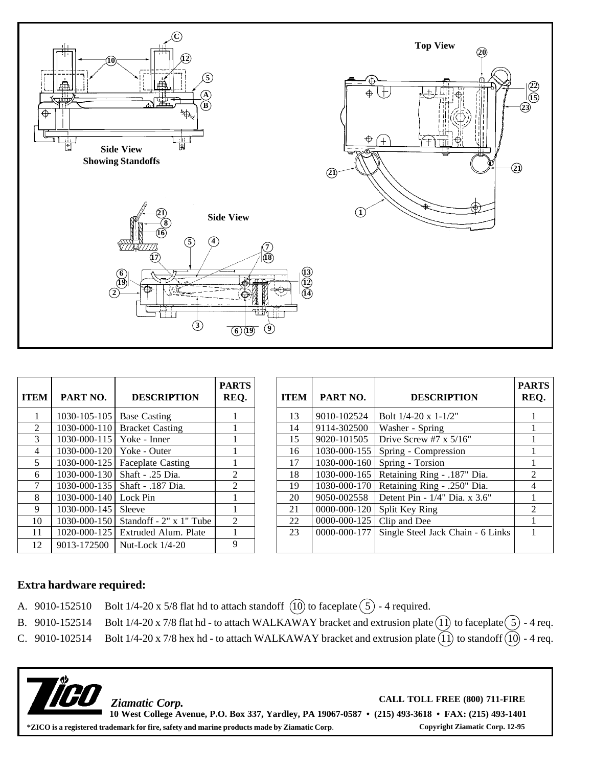Top View

Side View
Showing Standoffs

Side View

| ITEM | PART NO. | DESCRIPTION | PARTS REQ. |
|---|---|---|---|
| 1 | 1030-105-105 | Base Casting | 1 |
| 2 | 1030-000-110 | Bracket Casting | 1 |
| 3 | 1030-000-115 | Yoke - Inner | 1 |
| 4 | 1030-000-120 | Yoke - Outer | 1 |
| 5 | 1030-000-125 | Faceplate Casting | 1 |
| 6 | 1030-000-130 | Shaft - .25 Dia. | 2 |
| 7 | 1030-000-135 | Shaft - .187 Dia. | 2 |
| 8 | 1030-000-140 | Lock Pin | 1 |
| 9 | 1030-000-145 | Sleeve | 1 |
| 10 | 1030-000-150 | Standoff - 2" x 1" Tube | 2 |
| 11 | 1020-000-125 | Extruded Alum. Plate | 1 |
| 12 | 9013-172500 | Nut-Lock 1/4-20 | 9 |

| ITEM | PART NO. | DESCRIPTION | PARTS REQ. |
|---|---|---|---|
| 13 | 9010-102524 | Bolt 1/4-20 x 1-1/2" | 1 |
| 14 | 9114-302500 | Washer - Spring | 1 |
| 15 | 9020-101505 | Drive Screw #7 x 5/16" | 1 |
| 16 | 1030-000-155 | Spring - Compression | 1 |
| 17 | 1030-000-160 | Spring - Torsion | 1 |
| 18 | 1030-000-165 | Retaining Ring - .187" Dia. | 2 |
| 19 | 1030-000-170 | Retaining Ring - .250" Dia. | 4 |
| 20 | 9050-002558 | Detent Pin - 1/4" Dia. x 3.6" | 1 |
| 21 | 0000-000-120 | Split Key Ring | 2 |
| 22 | 0000-000-125 | Clip and Dee | 1 |
| 23 | 0000-000-177 | Single Steel Jack Chain - 6 Links | 1 |

**Extra hardware required:**

A. 9010-152510 Bolt 1/4-20 x 5/8 flat hd to attach standoff (10) to faceplate (5) - 4 required.

B. 9010-152514 Bolt 1/4-20 x 7/8 flat hd - to attach WALKAWAY bracket and extrusion plate (11) to faceplate (5) - 4 req.

C. 9010-102514 Bolt 1/4-20 x 7/8 hex hd - to attach WALKAWAY bracket and extrusion plate (11) to standoff (10) - 4 req.

*Ziamatic Corp.*
10 West College Avenue, P.O. Box 337, Yardley, PA 19067-0587 • (215) 493-3618 • FAX: (215) 493-1401

**CALL TOLL FREE (800) 711-FIRE**

*ZICO is a registered trademark for fire, safety and marine products made by Ziamatic Corp.

Copyright Ziamatic Corp. 12-95